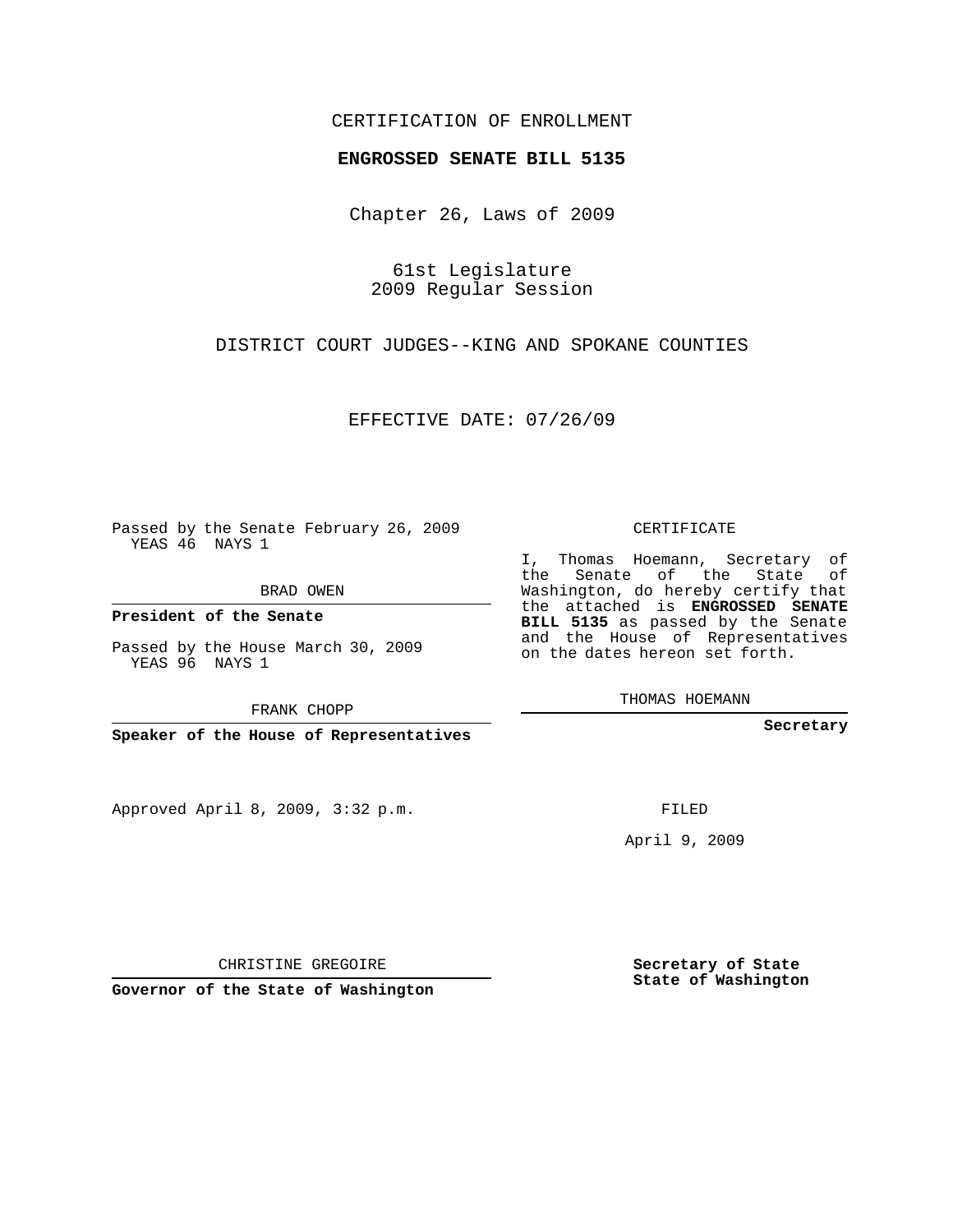CERTIFICATION OF ENROLLMENT

**ENGROSSED SENATE BILL 5135**

Chapter 26, Laws of 2009

61st Legislature
2009 Regular Session

DISTRICT COURT JUDGES--KING AND SPOKANE COUNTIES

EFFECTIVE DATE: 07/26/09

Passed by the Senate February 26, 2009
YEAS 46 NAYS 1

BRAD OWEN

**President of the Senate**

Passed by the House March 30, 2009
YEAS 96 NAYS 1

FRANK CHOPP

**Speaker of the House of Representatives**

Approved April 8, 2009, 3:32 p.m.

CHRISTINE GREGOIRE

**Governor of the State of Washington**

CERTIFICATE

I, Thomas Hoemann, Secretary of the Senate of the State of Washington, do hereby certify that the attached is **ENGROSSED SENATE BILL 5135** as passed by the Senate and the House of Representatives on the dates hereon set forth.

THOMAS HOEMANN

**Secretary**

FILED

April 9, 2009

**Secretary of State**
**State of Washington**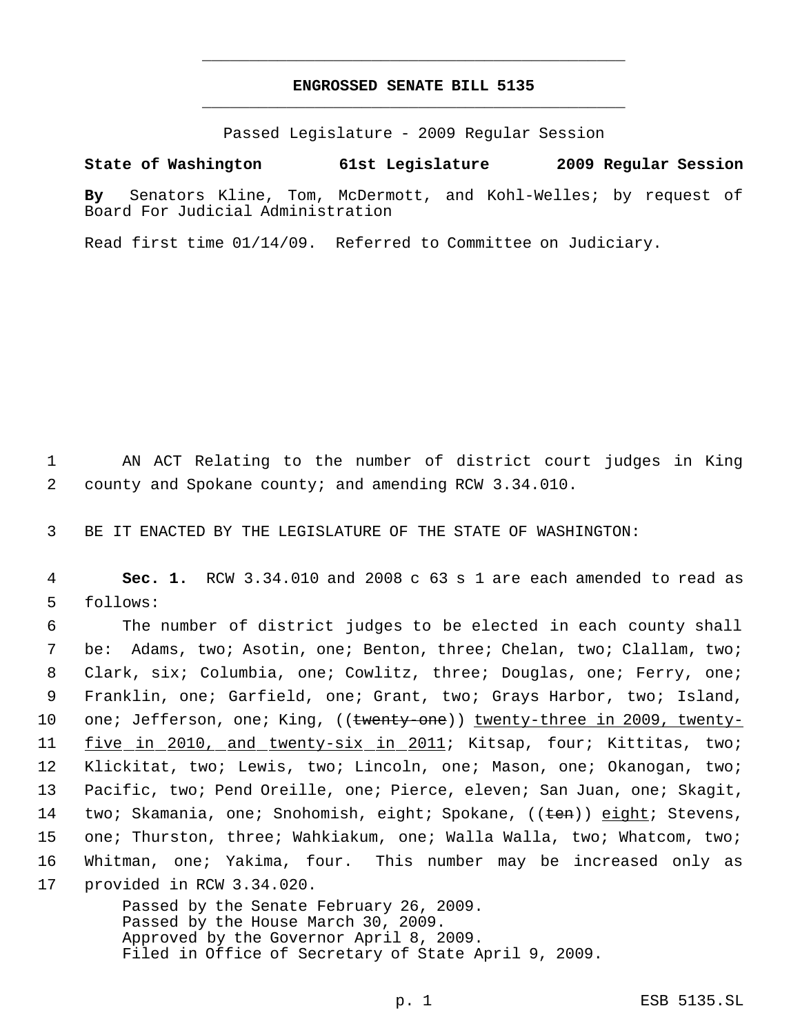## ENGROSSED SENATE BILL 5135

Passed Legislature - 2009 Regular Session

**State of Washington 61st Legislature 2009 Regular Session**

**By** Senators Kline, Tom, McDermott, and Kohl-Welles; by request of Board For Judicial Administration

Read first time 01/14/09. Referred to Committee on Judiciary.

AN ACT Relating to the number of district court judges in King county and Spokane county; and amending RCW 3.34.010.

BE IT ENACTED BY THE LEGISLATURE OF THE STATE OF WASHINGTON:

**Sec. 1.** RCW 3.34.010 and 2008 c 63 s 1 are each amended to read as follows:

The number of district judges to be elected in each county shall be: Adams, two; Asotin, one; Benton, three; Chelan, two; Clallam, two; Clark, six; Columbia, one; Cowlitz, three; Douglas, one; Ferry, one; Franklin, one; Garfield, one; Grant, two; Grays Harbor, two; Island, one; Jefferson, one; King, ((~~twenty-one~~)) <u>twenty-three in 2009, twenty-five in 2010, and twenty-six in 2011</u>; Kitsap, four; Kittitas, two; Klickitat, two; Lewis, two; Lincoln, one; Mason, one; Okanogan, two; Pacific, two; Pend Oreille, one; Pierce, eleven; San Juan, one; Skagit, two; Skamania, one; Snohomish, eight; Spokane, ((~~ten~~)) <u>eight</u>; Stevens, one; Thurston, three; Wahkiakum, one; Walla Walla, two; Whatcom, two; Whitman, one; Yakima, four. This number may be increased only as provided in RCW 3.34.020.

Passed by the Senate February 26, 2009.
Passed by the House March 30, 2009.
Approved by the Governor April 8, 2009.
Filed in Office of Secretary of State April 9, 2009.